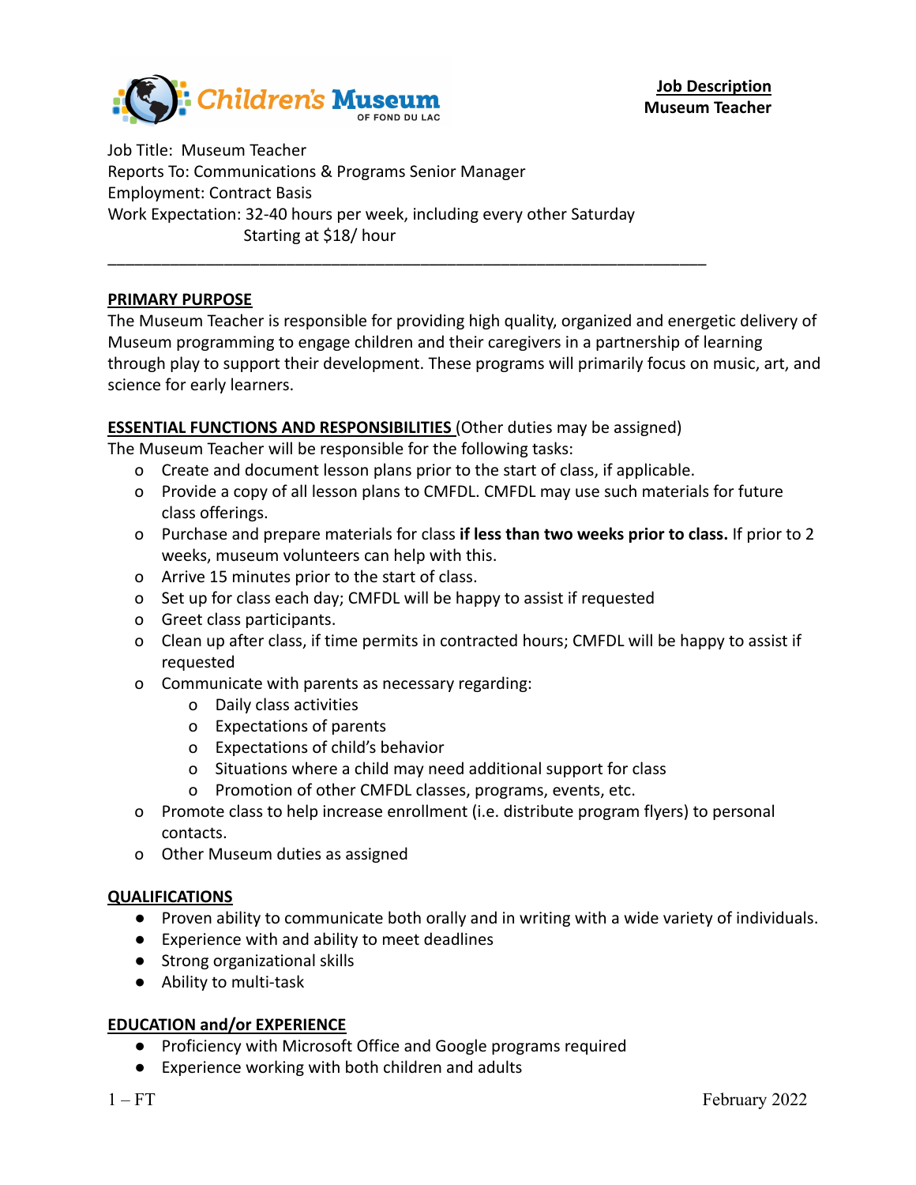Children's Museum OF FOND DU LAC

**Job Description**
**Museum Teacher**

Job Title: Museum Teacher
Reports To: Communications & Programs Senior Manager
Employment: Contract Basis
Work Expectation: 32-40 hours per week, including every other Saturday
Starting at $18/ hour

---

## PRIMARY PURPOSE

The Museum Teacher is responsible for providing high quality, organized and energetic delivery of Museum programming to engage children and their caregivers in a partnership of learning through play to support their development. These programs will primarily focus on music, art, and science for early learners.

## ESSENTIAL FUNCTIONS AND RESPONSIBILITIES (Other duties may be assigned)

The Museum Teacher will be responsible for the following tasks:

- Create and document lesson plans prior to the start of class, if applicable.
- Provide a copy of all lesson plans to CMFDL. CMFDL may use such materials for future class offerings.
- Purchase and prepare materials for class **if less than two weeks prior to class.** If prior to 2 weeks, museum volunteers can help with this.
- Arrive 15 minutes prior to the start of class.
- Set up for class each day; CMFDL will be happy to assist if requested
- Greet class participants.
- Clean up after class, if time permits in contracted hours; CMFDL will be happy to assist if requested
- Communicate with parents as necessary regarding:
  - Daily class activities
  - Expectations of parents
  - Expectations of child's behavior
  - Situations where a child may need additional support for class
  - Promotion of other CMFDL classes, programs, events, etc.
- Promote class to help increase enrollment (i.e. distribute program flyers) to personal contacts.
- Other Museum duties as assigned

## QUALIFICATIONS

- Proven ability to communicate both orally and in writing with a wide variety of individuals.
- Experience with and ability to meet deadlines
- Strong organizational skills
- Ability to multi-task

## EDUCATION and/or EXPERIENCE

- Proficiency with Microsoft Office and Google programs required
- Experience working with both children and adults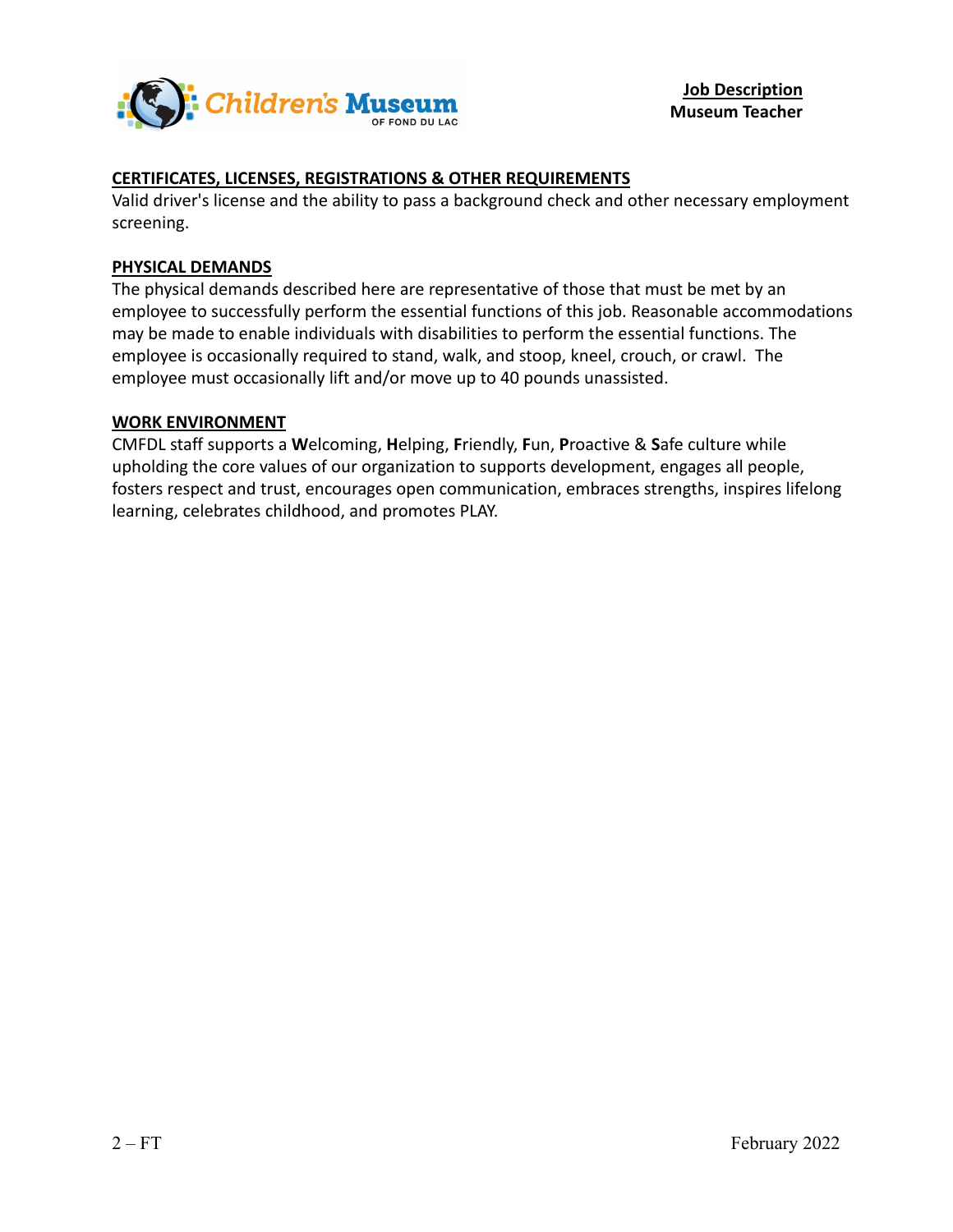## CERTIFICATES, LICENSES, REGISTRATIONS & OTHER REQUIREMENTS

Valid driver's license and the ability to pass a background check and other necessary employment screening.

## PHYSICAL DEMANDS

The physical demands described here are representative of those that must be met by an employee to successfully perform the essential functions of this job. Reasonable accommodations may be made to enable individuals with disabilities to perform the essential functions. The employee is occasionally required to stand, walk, and stoop, kneel, crouch, or crawl. The employee must occasionally lift and/or move up to 40 pounds unassisted.

## WORK ENVIRONMENT

CMFDL staff supports a **W**elcoming, **H**elping, **F**riendly, **F**un, **P**roactive & **S**afe culture while upholding the core values of our organization to supports development, engages all people, fosters respect and trust, encourages open communication, embraces strengths, inspires lifelong learning, celebrates childhood, and promotes PLAY.